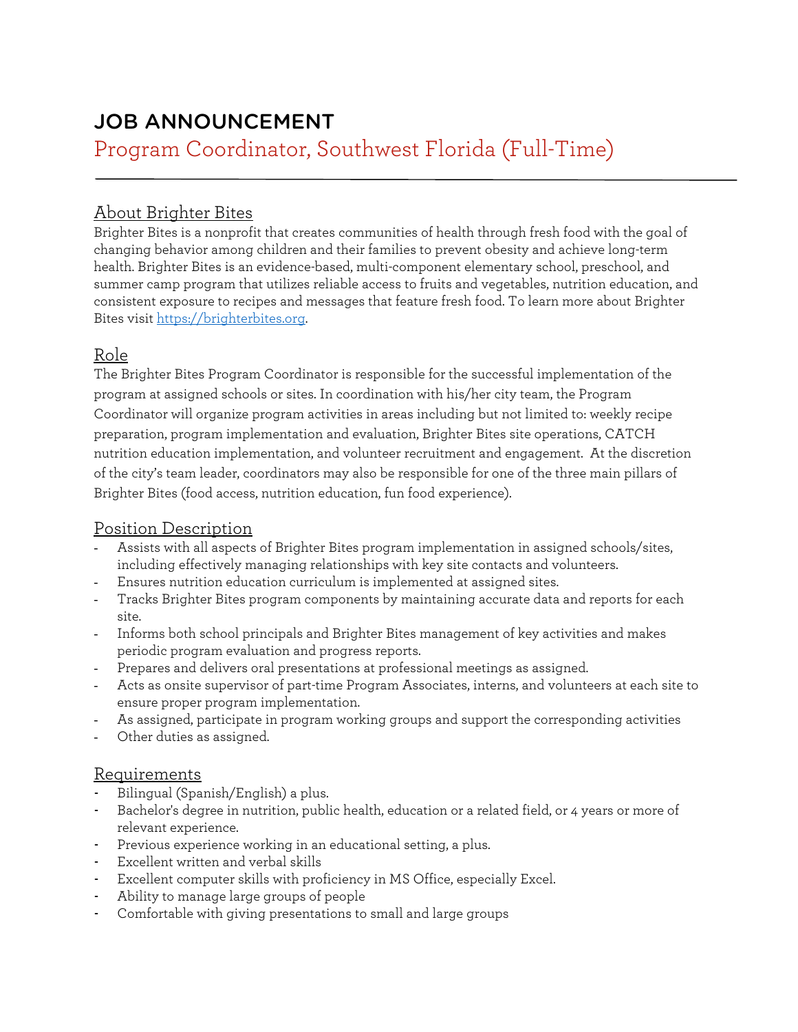# JOB ANNOUNCEMENT

## Program Coordinator, Southwest Florida (Full-Time)

---

### About Brighter Bites

Brighter Bites is a nonprofit that creates communities of health through fresh food with the goal of changing behavior among children and their families to prevent obesity and achieve long-term health. Brighter Bites is an evidence-based, multi-component elementary school, preschool, and summer camp program that utilizes reliable access to fruits and vegetables, nutrition education, and consistent exposure to recipes and messages that feature fresh food. To learn more about Brighter Bites visit [https://brighterbites.org](https://brighterbites.org).

### Role

The Brighter Bites Program Coordinator is responsible for the successful implementation of the program at assigned schools or sites. In coordination with his/her city team, the Program Coordinator will organize program activities in areas including but not limited to: weekly recipe preparation, program implementation and evaluation, Brighter Bites site operations, CATCH nutrition education implementation, and volunteer recruitment and engagement. At the discretion of the city's team leader, coordinators may also be responsible for one of the three main pillars of Brighter Bites (food access, nutrition education, fun food experience).

### Position Description

- Assists with all aspects of Brighter Bites program implementation in assigned schools/sites, including effectively managing relationships with key site contacts and volunteers.
- Ensures nutrition education curriculum is implemented at assigned sites.
- Tracks Brighter Bites program components by maintaining accurate data and reports for each site.
- Informs both school principals and Brighter Bites management of key activities and makes periodic program evaluation and progress reports.
- Prepares and delivers oral presentations at professional meetings as assigned.
- Acts as onsite supervisor of part-time Program Associates, interns, and volunteers at each site to ensure proper program implementation.
- As assigned, participate in program working groups and support the corresponding activities
- Other duties as assigned.

### Requirements

- Bilingual (Spanish/English) a plus.
- Bachelor's degree in nutrition, public health, education or a related field, or 4 years or more of relevant experience.
- Previous experience working in an educational setting, a plus.
- Excellent written and verbal skills
- Excellent computer skills with proficiency in MS Office, especially Excel.
- Ability to manage large groups of people
- Comfortable with giving presentations to small and large groups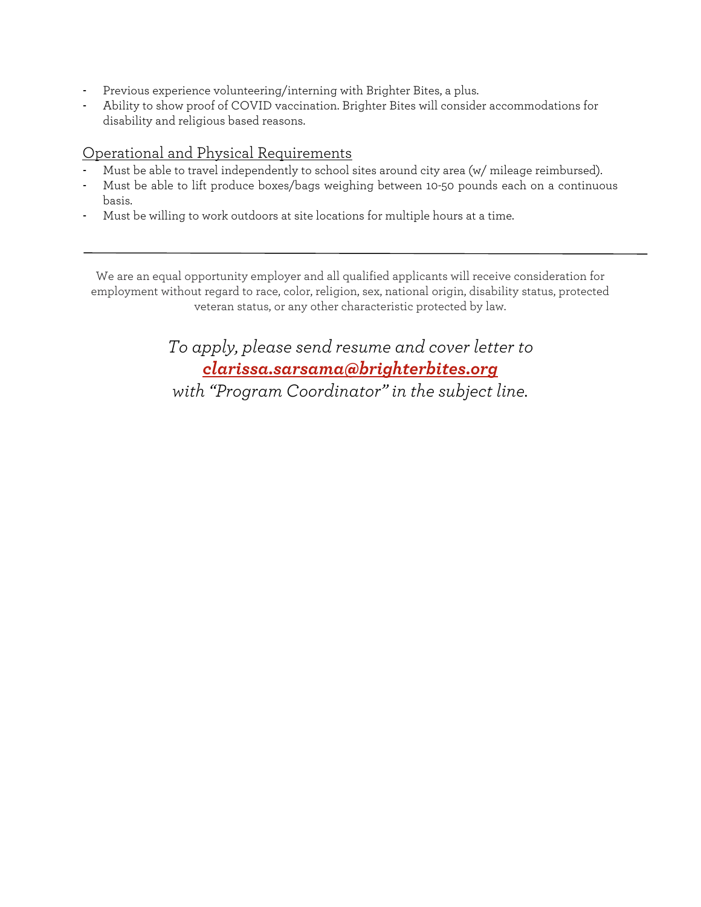- Previous experience volunteering/interning with Brighter Bites, a plus.
- Ability to show proof of COVID vaccination. Brighter Bites will consider accommodations for disability and religious based reasons.

## Operational and Physical Requirements

- Must be able to travel independently to school sites around city area (w/ mileage reimbursed).
- Must be able to lift produce boxes/bags weighing between 10-50 pounds each on a continuous basis.
- Must be willing to work outdoors at site locations for multiple hours at a time.

---

We are an equal opportunity employer and all qualified applicants will receive consideration for employment without regard to race, color, religion, sex, national origin, disability status, protected veteran status, or any other characteristic protected by law.

*To apply, please send resume and cover letter to*
***clarissa.sarsama@brighterbites.org***
*with "Program Coordinator" in the subject line.*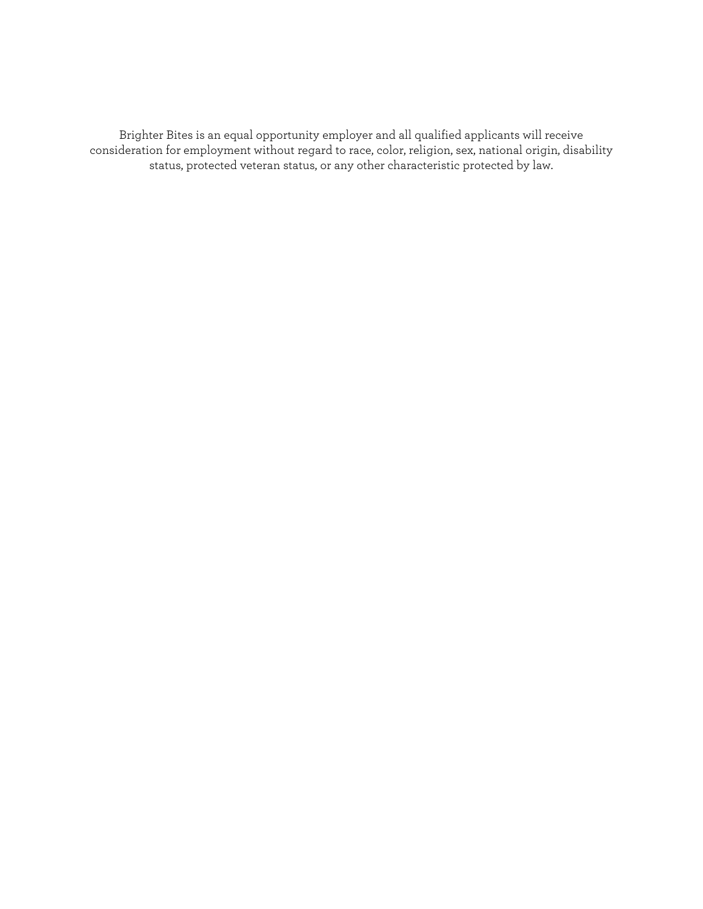Brighter Bites is an equal opportunity employer and all qualified applicants will receive consideration for employment without regard to race, color, religion, sex, national origin, disability status, protected veteran status, or any other characteristic protected by law.